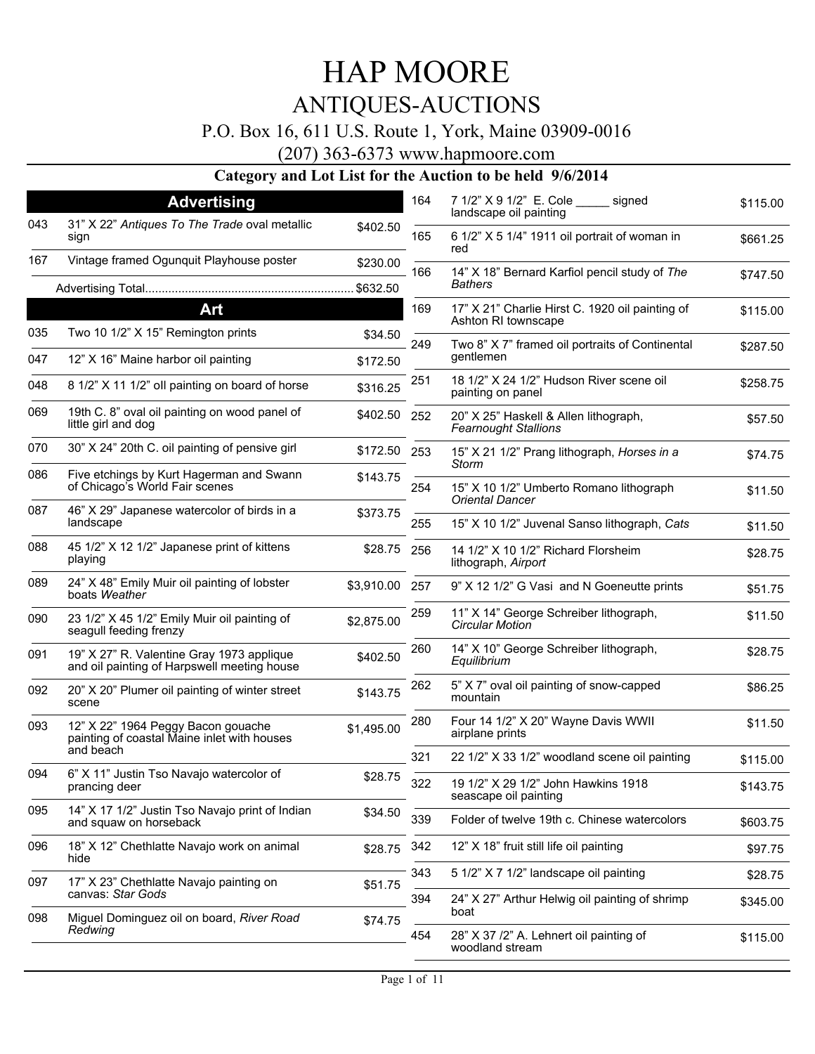# HAP MOORE

## ANTIQUES-AUCTIONS

P.O. Box 16, 611 U.S. Route 1, York, Maine 03909-0016

(207) 363-6373 www.hapmoore.com

### Category and Lot List for the Auction to be held 9/6/2014

## Advertising

| | | |
|---|---|---|
| 043 | 31" X 22" *Antiques To The Trade* oval metallic sign | $402.50 |
| 167 | Vintage framed Ogunquit Playhouse poster | $230.00 |

Advertising Total............................................................... $632.50

## Art

| | | |
|---|---|---|
| 035 | Two 10 1/2" X 15" Remington prints | $34.50 |
| 047 | 12" X 16" Maine harbor oil painting | $172.50 |
| 048 | 8 1/2" X 11 1/2" oIl painting on board of horse | $316.25 |
| 069 | 19th C. 8" oval oil painting on wood panel of little girl and dog | $402.50 |
| 070 | 30" X 24" 20th C. oil painting of pensive girl | $172.50 |
| 086 | Five etchings by Kurt Hagerman and Swann of Chicago's World Fair scenes | $143.75 |
| 087 | 46" X 29" Japanese watercolor of birds in a landscape | $373.75 |
| 088 | 45 1/2" X 12 1/2" Japanese print of kittens playing | $28.75 |
| 089 | 24" X 48" Emily Muir oil painting of lobster boats *Weather* | $3,910.00 |
| 090 | 23 1/2" X 45 1/2" Emily Muir oil painting of seagull feeding frenzy | $2,875.00 |
| 091 | 19" X 27" R. Valentine Gray 1973 applique and oil painting of Harpswell meeting house | $402.50 |
| 092 | 20" X 20" Plumer oil painting of winter street scene | $143.75 |
| 093 | 12" X 22" 1964 Peggy Bacon gouache painting of coastal Maine inlet with houses and beach | $1,495.00 |
| 094 | 6" X 11" Justin Tso Navajo watercolor of prancing deer | $28.75 |
| 095 | 14" X 17 1/2" Justin Tso Navajo print of Indian and squaw on horseback | $34.50 |
| 096 | 18" X 12" Chethlatte Navajo work on animal hide | $28.75 |
| 097 | 17" X 23" Chethlatte Navajo painting on canvas: *Star Gods* | $51.75 |
| 098 | Miguel Dominguez oil on board, *River Road Redwing* | $74.75 |
| 164 | 7 1/2" X 9 1/2" E. Cole _____ signed landscape oil painting | $115.00 |
| 165 | 6 1/2" X 5 1/4" 1911 oil portrait of woman in red | $661.25 |
| 166 | 14" X 18" Bernard Karfiol pencil study of *The Bathers* | $747.50 |
| 169 | 17" X 21" Charlie Hirst C. 1920 oil painting of Ashton RI townscape | $115.00 |
| 249 | Two 8" X 7" framed oil portraits of Continental gentlemen | $287.50 |
| 251 | 18 1/2" X 24 1/2" Hudson River scene oil painting on panel | $258.75 |
| 252 | 20" X 25" Haskell & Allen lithograph, *Fearnought Stallions* | $57.50 |
| 253 | 15" X 21 1/2" Prang lithograph, *Horses in a Storm* | $74.75 |
| 254 | 15" X 10 1/2" Umberto Romano lithograph *Oriental Dancer* | $11.50 |
| 255 | 15" X 10 1/2" Juvenal Sanso lithograph, *Cats* | $11.50 |
| 256 | 14 1/2" X 10 1/2" Richard Florsheim lithograph, *Airport* | $28.75 |
| 257 | 9" X 12 1/2" G Vasi and N Goeneutte prints | $51.75 |
| 259 | 11" X 14" George Schreiber lithograph, *Circular Motion* | $11.50 |
| 260 | 14" X 10" George Schreiber lithograph, *Equilibrium* | $28.75 |
| 262 | 5" X 7" oval oil painting of snow-capped mountain | $86.25 |
| 280 | Four 14 1/2" X 20" Wayne Davis WWII airplane prints | $11.50 |
| 321 | 22 1/2" X 33 1/2" woodland scene oil painting | $115.00 |
| 322 | 19 1/2" X 29 1/2" John Hawkins 1918 seascape oil painting | $143.75 |
| 339 | Folder of twelve 19th c. Chinese watercolors | $603.75 |
| 342 | 12" X 18" fruit still life oil painting | $97.75 |
| 343 | 5 1/2" X 7 1/2" landscape oil painting | $28.75 |
| 394 | 24" X 27" Arthur Helwig oil painting of shrimp boat | $345.00 |
| 454 | 28" X 37 /2" A. Lehnert oil painting of woodland stream | $115.00 |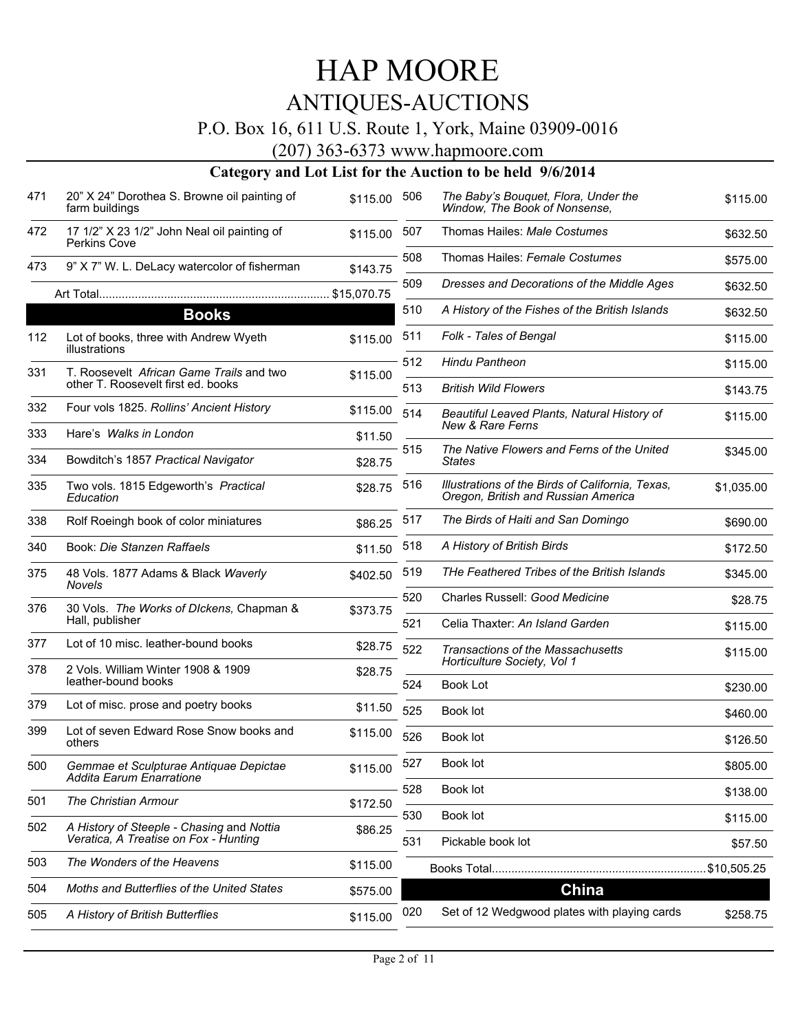# HAP MOORE

## ANTIQUES-AUCTIONS

P.O. Box 16, 611 U.S. Route 1, York, Maine 03909-0016

(207) 363-6373 www.hapmoore.com

### Category and Lot List for the Auction to be held 9/6/2014

| | | |
|---|---|---|
| 471 | 20" X 24" Dorothea S. Browne oil painting of farm buildings | $115.00 |
| 472 | 17 1/2" X 23 1/2" John Neal oil painting of Perkins Cove | $115.00 |
| 473 | 9" X 7" W. L. DeLacy watercolor of fisherman | $143.75 |

Art Total....................................................................... $15,070.75

## Books

| | | |
|---|---|---|
| 112 | Lot of books, three with Andrew Wyeth illustrations | $115.00 |
| 331 | T. Roosevelt *African Game Trails* and two other T. Roosevelt first ed. books | $115.00 |
| 332 | Four vols 1825. *Rollins' Ancient History* | $115.00 |
| 333 | Hare's *Walks in London* | $11.50 |
| 334 | Bowditch's 1857 *Practical Navigator* | $28.75 |
| 335 | Two vols. 1815 Edgeworth's *Practical Education* | $28.75 |
| 338 | Rolf Roeingh book of color miniatures | $86.25 |
| 340 | Book: *Die Stanzen Raffaels* | $11.50 |
| 375 | 48 Vols. 1877 Adams & Black *Waverly Novels* | $402.50 |
| 376 | 30 Vols. *The Works of DIckens,* Chapman & Hall, publisher | $373.75 |
| 377 | Lot of 10 misc. leather-bound books | $28.75 |
| 378 | 2 Vols. William Winter 1908 & 1909 leather-bound books | $28.75 |
| 379 | Lot of misc. prose and poetry books | $11.50 |
| 399 | Lot of seven Edward Rose Snow books and others | $115.00 |
| 500 | *Gemmae et Sculpturae Antiquae Depictae Addita Earum Enarratione* | $115.00 |
| 501 | *The Christian Armour* | $172.50 |
| 502 | *A History of Steeple - Chasing* and *Nottia Veratica, A Treatise on Fox - Hunting* | $86.25 |
| 503 | *The Wonders of the Heavens* | $115.00 |
| 504 | *Moths and Butterflies of the United States* | $575.00 |
| 505 | *A History of British Butterflies* | $115.00 |
| 506 | *The Baby's Bouquet, Flora, Under the Window, The Book of Nonsense,* | $115.00 |
| 507 | Thomas Hailes: *Male Costumes* | $632.50 |
| 508 | Thomas Hailes: *Female Costumes* | $575.00 |
| 509 | *Dresses and Decorations of the Middle Ages* | $632.50 |
| 510 | *A History of the Fishes of the British Islands* | $632.50 |
| 511 | *Folk - Tales of Bengal* | $115.00 |
| 512 | *Hindu Pantheon* | $115.00 |
| 513 | *British Wild Flowers* | $143.75 |
| 514 | *Beautiful Leaved Plants, Natural History of New & Rare Ferns* | $115.00 |
| 515 | *The Native Flowers and Ferns of the United States* | $345.00 |
| 516 | *Illustrations of the Birds of California, Texas, Oregon, British and Russian America* | $1,035.00 |
| 517 | *The Birds of Haiti and San Domingo* | $690.00 |
| 518 | *A History of British Birds* | $172.50 |
| 519 | *THe Feathered Tribes of the British Islands* | $345.00 |
| 520 | Charles Russell: *Good Medicine* | $28.75 |
| 521 | Celia Thaxter: *An Island Garden* | $115.00 |
| 522 | *Transactions of the Massachusetts Horticulture Society, Vol 1* | $115.00 |
| 524 | Book Lot | $230.00 |
| 525 | Book lot | $460.00 |
| 526 | Book lot | $126.50 |
| 527 | Book lot | $805.00 |
| 528 | Book lot | $138.00 |
| 530 | Book lot | $115.00 |
| 531 | Pickable book lot | $57.50 |

Books Total................................................................$10,505.25

## China

| | | |
|---|---|---|
| 020 | Set of 12 Wedgwood plates with playing cards | $258.75 |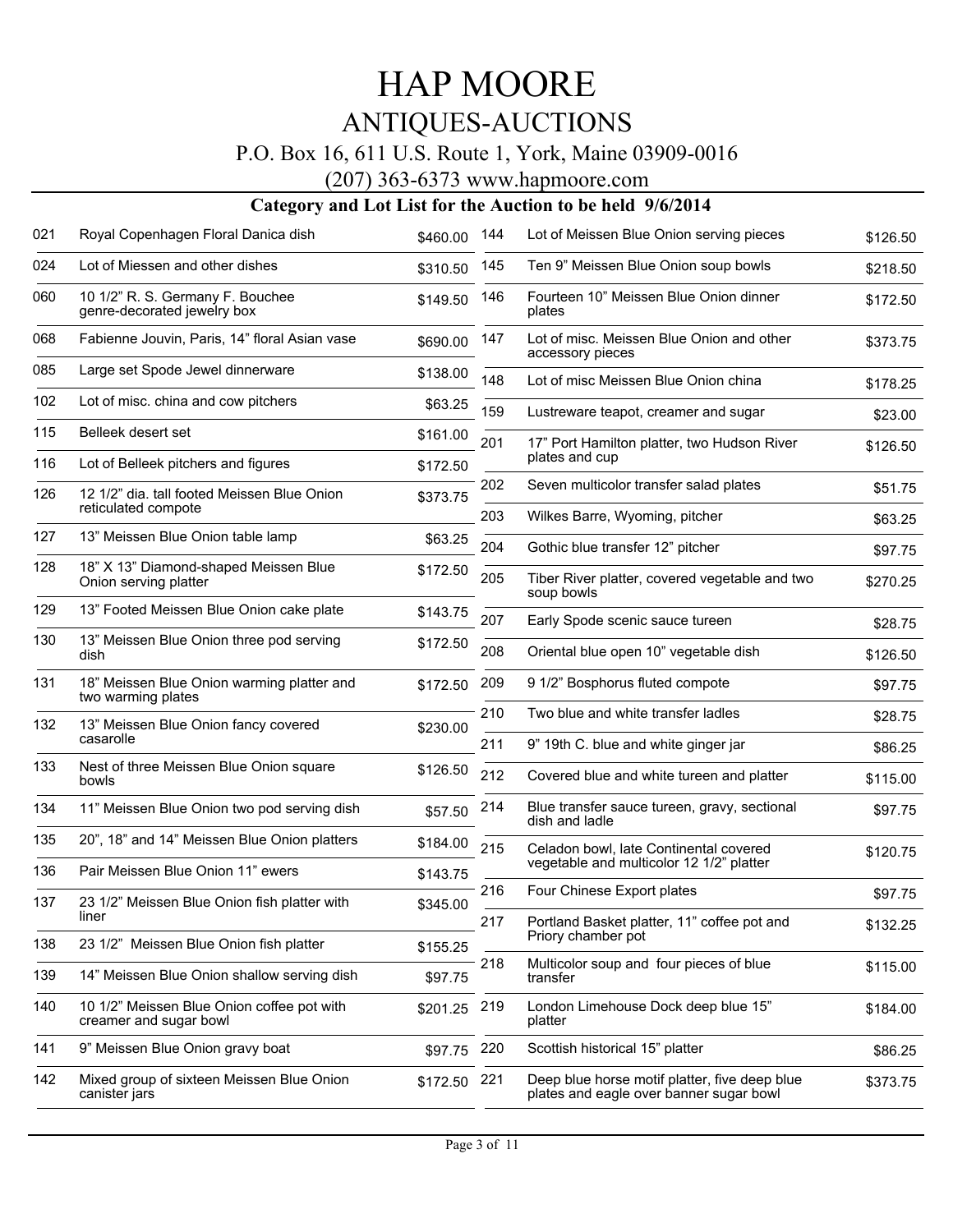# HAP MOORE

## ANTIQUES-AUCTIONS

P.O. Box 16, 611 U.S. Route 1, York, Maine 03909-0016

(207) 363-6373 www.hapmoore.com

### Category and Lot List for the Auction to be held 9/6/2014

| | | |
|---|---|---|
| 021 | Royal Copenhagen Floral Danica dish | $460.00 |
| 024 | Lot of Miessen and other dishes | $310.50 |
| 060 | 10 1/2" R. S. Germany F. Bouchee genre-decorated jewelry box | $149.50 |
| 068 | Fabienne Jouvin, Paris, 14" floral Asian vase | $690.00 |
| 085 | Large set Spode Jewel dinnerware | $138.00 |
| 102 | Lot of misc. china and cow pitchers | $63.25 |
| 115 | Belleek desert set | $161.00 |
| 116 | Lot of Belleek pitchers and figures | $172.50 |
| 126 | 12 1/2" dia. tall footed Meissen Blue Onion reticulated compote | $373.75 |
| 127 | 13" Meissen Blue Onion table lamp | $63.25 |
| 128 | 18" X 13" Diamond-shaped Meissen Blue Onion serving platter | $172.50 |
| 129 | 13" Footed Meissen Blue Onion cake plate | $143.75 |
| 130 | 13" Meissen Blue Onion three pod serving dish | $172.50 |
| 131 | 18" Meissen Blue Onion warming platter and two warming plates | $172.50 |
| 132 | 13" Meissen Blue Onion fancy covered casarolle | $230.00 |
| 133 | Nest of three Meissen Blue Onion square bowls | $126.50 |
| 134 | 11" Meissen Blue Onion two pod serving dish | $57.50 |
| 135 | 20", 18" and 14" Meissen Blue Onion platters | $184.00 |
| 136 | Pair Meissen Blue Onion 11" ewers | $143.75 |
| 137 | 23 1/2" Meissen Blue Onion fish platter with liner | $345.00 |
| 138 | 23 1/2" Meissen Blue Onion fish platter | $155.25 |
| 139 | 14" Meissen Blue Onion shallow serving dish | $97.75 |
| 140 | 10 1/2" Meissen Blue Onion coffee pot with creamer and sugar bowl | $201.25 |
| 141 | 9" Meissen Blue Onion gravy boat | $97.75 |
| 142 | Mixed group of sixteen Meissen Blue Onion canister jars | $172.50 |
| 144 | Lot of Meissen Blue Onion serving pieces | $126.50 |
| 145 | Ten 9" Meissen Blue Onion soup bowls | $218.50 |
| 146 | Fourteen 10" Meissen Blue Onion dinner plates | $172.50 |
| 147 | Lot of misc. Meissen Blue Onion and other accessory pieces | $373.75 |
| 148 | Lot of misc Meissen Blue Onion china | $178.25 |
| 159 | Lustreware teapot, creamer and sugar | $23.00 |
| 201 | 17" Port Hamilton platter, two Hudson River plates and cup | $126.50 |
| 202 | Seven multicolor transfer salad plates | $51.75 |
| 203 | Wilkes Barre, Wyoming, pitcher | $63.25 |
| 204 | Gothic blue transfer 12" pitcher | $97.75 |
| 205 | Tiber River platter, covered vegetable and two soup bowls | $270.25 |
| 207 | Early Spode scenic sauce tureen | $28.75 |
| 208 | Oriental blue open 10" vegetable dish | $126.50 |
| 209 | 9 1/2" Bosphorus fluted compote | $97.75 |
| 210 | Two blue and white transfer ladles | $28.75 |
| 211 | 9" 19th C. blue and white ginger jar | $86.25 |
| 212 | Covered blue and white tureen and platter | $115.00 |
| 214 | Blue transfer sauce tureen, gravy, sectional dish and ladle | $97.75 |
| 215 | Celadon bowl, late Continental covered vegetable and multicolor 12 1/2" platter | $120.75 |
| 216 | Four Chinese Export plates | $97.75 |
| 217 | Portland Basket platter, 11" coffee pot and Priory chamber pot | $132.25 |
| 218 | Multicolor soup and four pieces of blue transfer | $115.00 |
| 219 | London Limehouse Dock deep blue 15" platter | $184.00 |
| 220 | Scottish historical 15" platter | $86.25 |
| 221 | Deep blue horse motif platter, five deep blue plates and eagle over banner sugar bowl | $373.75 |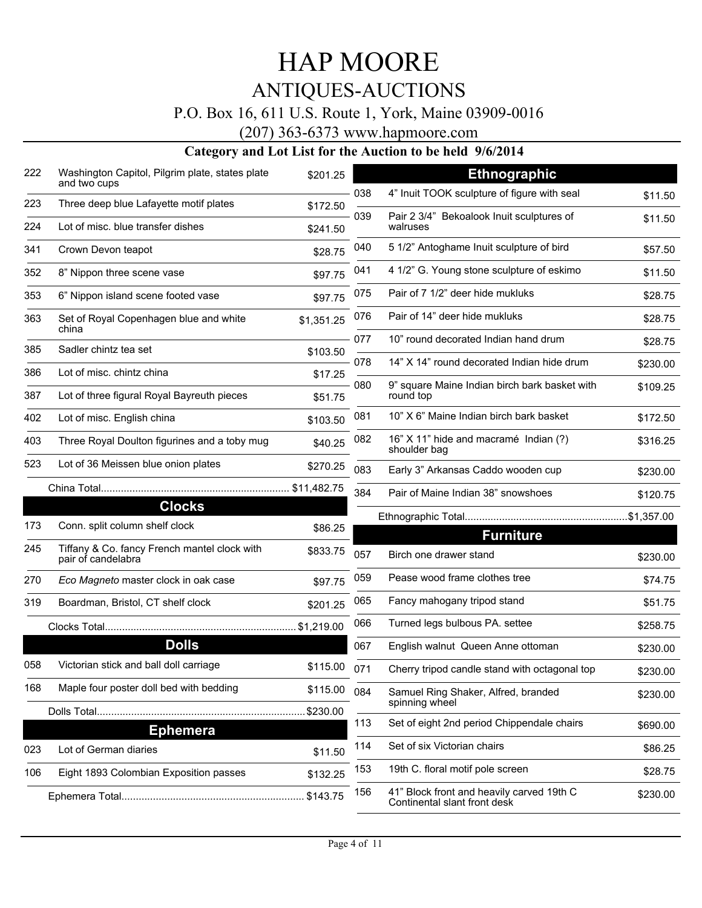# HAP MOORE

## ANTIQUES-AUCTIONS

P.O. Box 16, 611 U.S. Route 1, York, Maine 03909-0016

(207) 363-6373 www.hapmoore.com

### Category and Lot List for the Auction to be held 9/6/2014

| | | |
|---|---|---|
| 222 | Washington Capitol, Pilgrim plate, states plate and two cups | $201.25 |
| 223 | Three deep blue Lafayette motif plates | $172.50 |
| 224 | Lot of misc. blue transfer dishes | $241.50 |
| 341 | Crown Devon teapot | $28.75 |
| 352 | 8” Nippon three scene vase | $97.75 |
| 353 | 6” Nippon island scene footed vase | $97.75 |
| 363 | Set of Royal Copenhagen blue and white china | $1,351.25 |
| 385 | Sadler chintz tea set | $103.50 |
| 386 | Lot of misc. chintz china | $17.25 |
| 387 | Lot of three figural Royal Bayreuth pieces | $51.75 |
| 402 | Lot of misc. English china | $103.50 |
| 403 | Three Royal Doulton figurines and a toby mug | $40.25 |
| 523 | Lot of 36 Meissen blue onion plates | $270.25 |

China Total........................................................ $11,482.75

### Clocks

| | | |
|---|---|---|
| 173 | Conn. split column shelf clock | $86.25 |
| 245 | Tiffany & Co. fancy French mantel clock with pair of candelabra | $833.75 |
| 270 | *Eco Magneto* master clock in oak case | $97.75 |
| 319 | Boardman, Bristol, CT shelf clock | $201.25 |

Clocks Total........................................................ $1,219.00

### Dolls

| | | |
|---|---|---|
| 058 | Victorian stick and ball doll carriage | $115.00 |
| 168 | Maple four poster doll bed with bedding | $115.00 |

Dolls Total........................................................ $230.00

### Ephemera

| | | |
|---|---|---|
| 023 | Lot of German diaries | $11.50 |
| 106 | Eight 1893 Colombian Exposition passes | $132.25 |

Ephemera Total........................................................ $143.75

### Ethnographic

| | | |
|---|---|---|
| 038 | 4” Inuit TOOK sculpture of figure with seal | $11.50 |
| 039 | Pair 2 3/4” Bekoalook Inuit sculptures of walruses | $11.50 |
| 040 | 5 1/2” Antoghame Inuit sculpture of bird | $57.50 |
| 041 | 4 1/2” G. Young stone sculpture of eskimo | $11.50 |
| 075 | Pair of 7 1/2” deer hide mukluks | $28.75 |
| 076 | Pair of 14” deer hide mukluks | $28.75 |
| 077 | 10” round decorated Indian hand drum | $28.75 |
| 078 | 14” X 14” round decorated Indian hide drum | $230.00 |
| 080 | 9” square Maine Indian birch bark basket with round top | $109.25 |
| 081 | 10” X 6” Maine Indian birch bark basket | $172.50 |
| 082 | 16” X 11” hide and macramé Indian (?) shoulder bag | $316.25 |
| 083 | Early 3” Arkansas Caddo wooden cup | $230.00 |
| 384 | Pair of Maine Indian 38” snowshoes | $120.75 |

Ethnographic Total........................................................ $1,357.00

### Furniture

| | | |
|---|---|---|
| 057 | Birch one drawer stand | $230.00 |
| 059 | Pease wood frame clothes tree | $74.75 |
| 065 | Fancy mahogany tripod stand | $51.75 |
| 066 | Turned legs bulbous PA. settee | $258.75 |
| 067 | English walnut Queen Anne ottoman | $230.00 |
| 071 | Cherry tripod candle stand with octagonal top | $230.00 |
| 084 | Samuel Ring Shaker, Alfred, branded spinning wheel | $230.00 |
| 113 | Set of eight 2nd period Chippendale chairs | $690.00 |
| 114 | Set of six Victorian chairs | $86.25 |
| 153 | 19th C. floral motif pole screen | $28.75 |
| 156 | 41” Block front and heavily carved 19th C Continental slant front desk | $230.00 |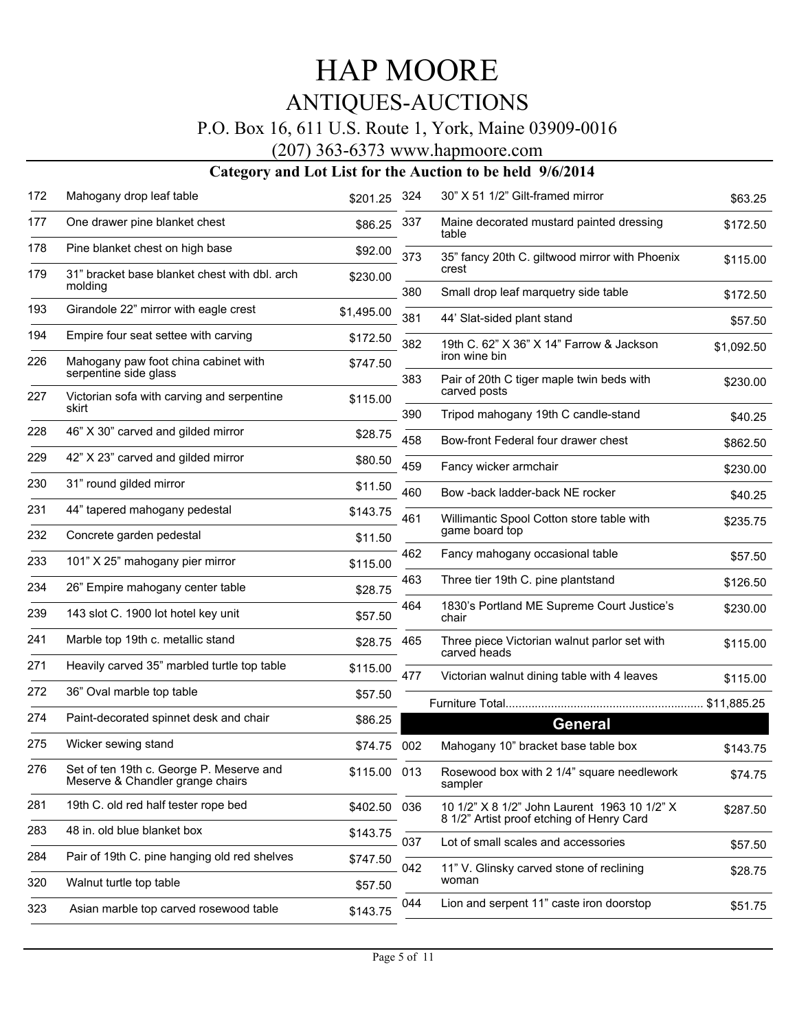# HAP MOORE

## ANTIQUES-AUCTIONS

P.O. Box 16, 611 U.S. Route 1, York, Maine 03909-0016

(207) 363-6373 www.hapmoore.com

### Category and Lot List for the Auction to be held 9/6/2014

| Lot | Description | Price |
|---|---|---|
| 172 | Mahogany drop leaf table | $201.25 |
| 177 | One drawer pine blanket chest | $86.25 |
| 178 | Pine blanket chest on high base | $92.00 |
| 179 | 31" bracket base blanket chest with dbl. arch molding | $230.00 |
| 193 | Girandole 22" mirror with eagle crest | $1,495.00 |
| 194 | Empire four seat settee with carving | $172.50 |
| 226 | Mahogany paw foot china cabinet with serpentine side glass | $747.50 |
| 227 | Victorian sofa with carving and serpentine skirt | $115.00 |
| 228 | 46" X 30" carved and gilded mirror | $28.75 |
| 229 | 42" X 23" carved and gilded mirror | $80.50 |
| 230 | 31" round gilded mirror | $11.50 |
| 231 | 44" tapered mahogany pedestal | $143.75 |
| 232 | Concrete garden pedestal | $11.50 |
| 233 | 101" X 25" mahogany pier mirror | $115.00 |
| 234 | 26" Empire mahogany center table | $28.75 |
| 239 | 143 slot C. 1900 lot hotel key unit | $57.50 |
| 241 | Marble top 19th c. metallic stand | $28.75 |
| 271 | Heavily carved 35" marbled turtle top table | $115.00 |
| 272 | 36" Oval marble top table | $57.50 |
| 274 | Paint-decorated spinnet desk and chair | $86.25 |
| 275 | Wicker sewing stand | $74.75 |
| 276 | Set of ten 19th c. George P. Meserve and Meserve & Chandler grange chairs | $115.00 |
| 281 | 19th C. old red half tester rope bed | $402.50 |
| 283 | 48 in. old blue blanket box | $143.75 |
| 284 | Pair of 19th C. pine hanging old red shelves | $747.50 |
| 320 | Walnut turtle top table | $57.50 |
| 323 | Asian marble top carved rosewood table | $143.75 |
| 324 | 30" X 51 1/2" Gilt-framed mirror | $63.25 |
| 337 | Maine decorated mustard painted dressing table | $172.50 |
| 373 | 35" fancy 20th C. giltwood mirror with Phoenix crest | $115.00 |
| 380 | Small drop leaf marquetry side table | $172.50 |
| 381 | 44' Slat-sided plant stand | $57.50 |
| 382 | 19th C. 62" X 36" X 14" Farrow & Jackson iron wine bin | $1,092.50 |
| 383 | Pair of 20th C tiger maple twin beds with carved posts | $230.00 |
| 390 | Tripod mahogany 19th C candle-stand | $40.25 |
| 458 | Bow-front Federal four drawer chest | $862.50 |
| 459 | Fancy wicker armchair | $230.00 |
| 460 | Bow -back ladder-back NE rocker | $40.25 |
| 461 | Willimantic Spool Cotton store table with game board top | $235.75 |
| 462 | Fancy mahogany occasional table | $57.50 |
| 463 | Three tier 19th C. pine plantstand | $126.50 |
| 464 | 1830's Portland ME Supreme Court Justice's chair | $230.00 |
| 465 | Three piece Victorian walnut parlor set with carved heads | $115.00 |
| 477 | Victorian walnut dining table with 4 leaves | $115.00 |

Furniture Total............................................................ $11,885.25

## General

| Lot | Description | Price |
|---|---|---|
| 002 | Mahogany 10" bracket base table box | $143.75 |
| 013 | Rosewood box with 2 1/4" square needlework sampler | $74.75 |
| 036 | 10 1/2" X 8 1/2" John Laurent 1963 10 1/2" X 8 1/2" Artist proof etching of Henry Card | $287.50 |
| 037 | Lot of small scales and accessories | $57.50 |
| 042 | 11" V. Glinsky carved stone of reclining woman | $28.75 |
| 044 | Lion and serpent 11" caste iron doorstop | $51.75 |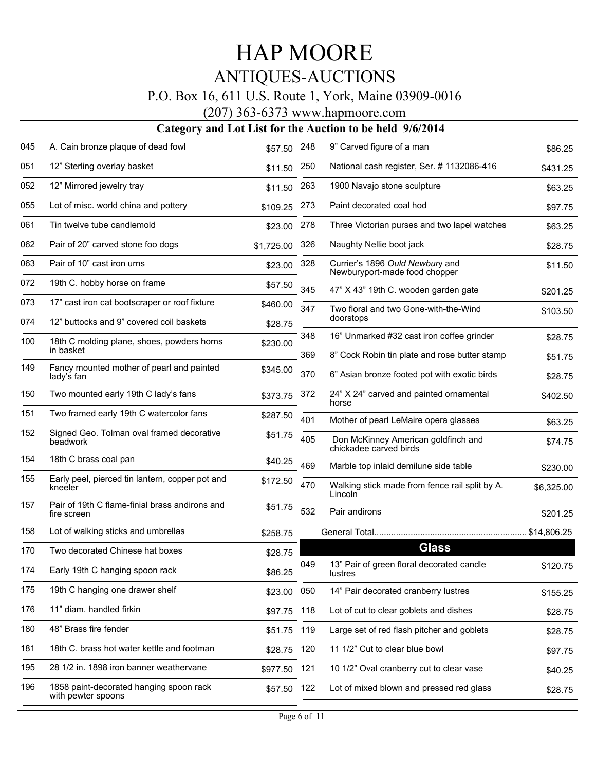# HAP MOORE

## ANTIQUES-AUCTIONS

P.O. Box 16, 611 U.S. Route 1, York, Maine 03909-0016

(207) 363-6373 www.hapmoore.com

### Category and Lot List for the Auction to be held 9/6/2014

| | | |
|---|---|---|
| 045 | A. Cain bronze plaque of dead fowl | $57.50 |
| 051 | 12" Sterling overlay basket | $11.50 |
| 052 | 12" Mirrored jewelry tray | $11.50 |
| 055 | Lot of misc. world china and pottery | $109.25 |
| 061 | Tin twelve tube candlemold | $23.00 |
| 062 | Pair of 20" carved stone foo dogs | $1,725.00 |
| 063 | Pair of 10" cast iron urns | $23.00 |
| 072 | 19th C. hobby horse on frame | $57.50 |
| 073 | 17" cast iron cat bootscraper or roof fixture | $460.00 |
| 074 | 12" buttocks and 9" covered coil baskets | $28.75 |
| 100 | 18th C molding plane, shoes, powders horns in basket | $230.00 |
| 149 | Fancy mounted mother of pearl and painted lady's fan | $345.00 |
| 150 | Two mounted early 19th C lady's fans | $373.75 |
| 151 | Two framed early 19th C watercolor fans | $287.50 |
| 152 | Signed Geo. Tolman oval framed decorative beadwork | $51.75 |
| 154 | 18th C brass coal pan | $40.25 |
| 155 | Early peel, pierced tin lantern, copper pot and kneeler | $172.50 |
| 157 | Pair of 19th C flame-finial brass andirons and fire screen | $51.75 |
| 158 | Lot of walking sticks and umbrellas | $258.75 |
| 170 | Two decorated Chinese hat boxes | $28.75 |
| 174 | Early 19th C hanging spoon rack | $86.25 |
| 175 | 19th C hanging one drawer shelf | $23.00 |
| 176 | 11" diam. handled firkin | $97.75 |
| 180 | 48" Brass fire fender | $51.75 |
| 181 | 18th C. brass hot water kettle and footman | $28.75 |
| 195 | 28 1/2 in. 1898 iron banner weathervane | $977.50 |
| 196 | 1858 paint-decorated hanging spoon rack with pewter spoons | $57.50 |
| 248 | 9" Carved figure of a man | $86.25 |
| 250 | National cash register, Ser. # 1132086-416 | $431.25 |
| 263 | 1900 Navajo stone sculpture | $63.25 |
| 273 | Paint decorated coal hod | $97.75 |
| 278 | Three Victorian purses and two lapel watches | $63.25 |
| 326 | Naughty Nellie boot jack | $28.75 |
| 328 | Currier's 1896 *Ould Newbury* and Newburyport-made food chopper | $11.50 |
| 345 | 47" X 43" 19th C. wooden garden gate | $201.25 |
| 347 | Two floral and two Gone-with-the-Wind doorstops | $103.50 |
| 348 | 16" Unmarked #32 cast iron coffee grinder | $28.75 |
| 369 | 8" Cock Robin tin plate and rose butter stamp | $51.75 |
| 370 | 6" Asian bronze footed pot with exotic birds | $28.75 |
| 372 | 24" X 24" carved and painted ornamental horse | $402.50 |
| 401 | Mother of pearl LeMaire opera glasses | $63.25 |
| 405 | Don McKinney American goldfinch and chickadee carved birds | $74.75 |
| 469 | Marble top inlaid demilune side table | $230.00 |
| 470 | Walking stick made from fence rail split by A. Lincoln | $6,325.00 |
| 532 | Pair andirons | $201.25 |

General Total............................................................... $14,806.25

## Glass

| | | |
|---|---|---|
| 049 | 13" Pair of green floral decorated candle lustres | $120.75 |
| 050 | 14" Pair decorated cranberry lustres | $155.25 |
| 118 | Lot of cut to clear goblets and dishes | $28.75 |
| 119 | Large set of red flash pitcher and goblets | $28.75 |
| 120 | 11 1/2" Cut to clear blue bowl | $97.75 |
| 121 | 10 1/2" Oval cranberry cut to clear vase | $40.25 |
| 122 | Lot of mixed blown and pressed red glass | $28.75 |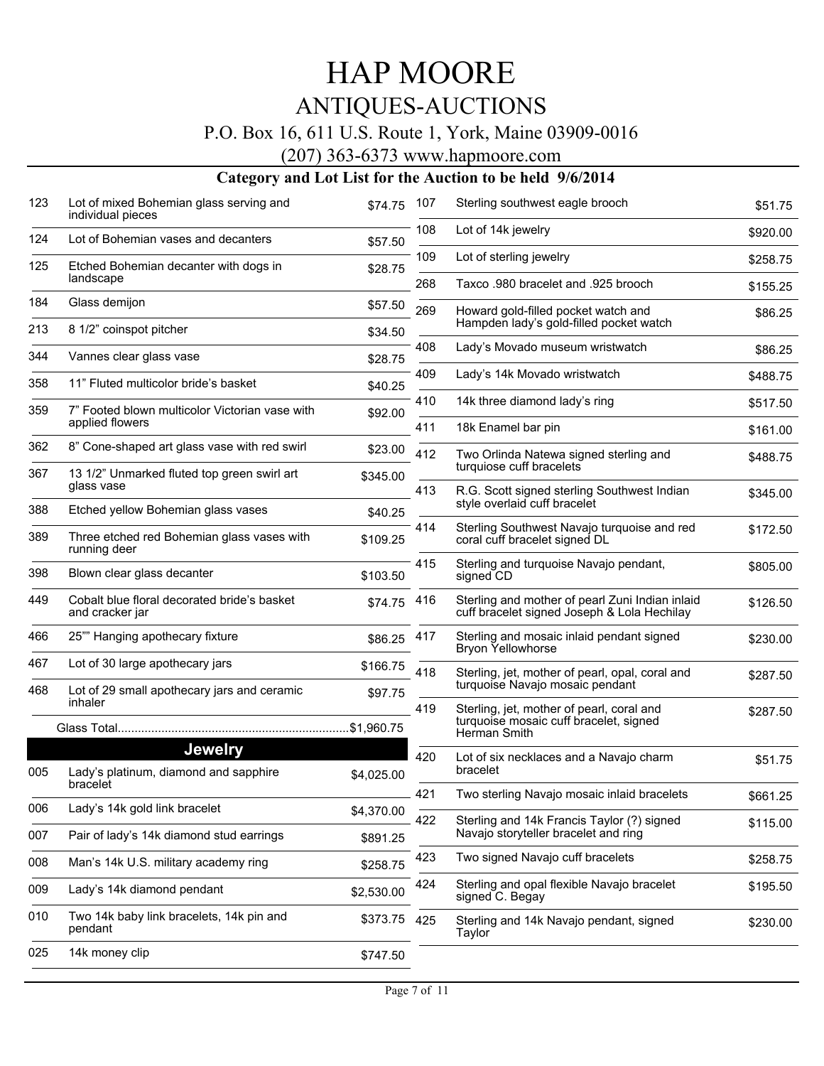# HAP MOORE

## ANTIQUES-AUCTIONS

P.O. Box 16, 611 U.S. Route 1, York, Maine 03909-0016

(207) 363-6373 www.hapmoore.com

### Category and Lot List for the Auction to be held 9/6/2014

| | | |
|---|---|---|
| 123 | Lot of mixed Bohemian glass serving and individual pieces | $74.75 |
| 124 | Lot of Bohemian vases and decanters | $57.50 |
| 125 | Etched Bohemian decanter with dogs in landscape | $28.75 |
| 184 | Glass demijon | $57.50 |
| 213 | 8 1/2" coinspot pitcher | $34.50 |
| 344 | Vannes clear glass vase | $28.75 |
| 358 | 11" Fluted multicolor bride's basket | $40.25 |
| 359 | 7" Footed blown multicolor Victorian vase with applied flowers | $92.00 |
| 362 | 8" Cone-shaped art glass vase with red swirl | $23.00 |
| 367 | 13 1/2" Unmarked fluted top green swirl art glass vase | $345.00 |
| 388 | Etched yellow Bohemian glass vases | $40.25 |
| 389 | Three etched red Bohemian glass vases with running deer | $109.25 |
| 398 | Blown clear glass decanter | $103.50 |
| 449 | Cobalt blue floral decorated bride's basket and cracker jar | $74.75 |
| 466 | 25"" Hanging apothecary fixture | $86.25 |
| 467 | Lot of 30 large apothecary jars | $166.75 |
| 468 | Lot of 29 small apothecary jars and ceramic inhaler | $97.75 |

Glass Total....................................................................$1,960.75

## Jewelry

| | | |
|---|---|---|
| 005 | Lady's platinum, diamond and sapphire bracelet | $4,025.00 |
| 006 | Lady's 14k gold link bracelet | $4,370.00 |
| 007 | Pair of lady's 14k diamond stud earrings | $891.25 |
| 008 | Man's 14k U.S. military academy ring | $258.75 |
| 009 | Lady's 14k diamond pendant | $2,530.00 |
| 010 | Two 14k baby link bracelets, 14k pin and pendant | $373.75 |
| 025 | 14k money clip | $747.50 |
| 107 | Sterling southwest eagle brooch | $51.75 |
| 108 | Lot of 14k jewelry | $920.00 |
| 109 | Lot of sterling jewelry | $258.75 |
| 268 | Taxco .980 bracelet and .925 brooch | $155.25 |
| 269 | Howard gold-filled pocket watch and Hampden lady's gold-filled pocket watch | $86.25 |
| 408 | Lady's Movado museum wristwatch | $86.25 |
| 409 | Lady's 14k Movado wristwatch | $488.75 |
| 410 | 14k three diamond lady's ring | $517.50 |
| 411 | 18k Enamel bar pin | $161.00 |
| 412 | Two Orlinda Natewa signed sterling and turquiose cuff bracelets | $488.75 |
| 413 | R.G. Scott signed sterling Southwest Indian style overlaid cuff bracelet | $345.00 |
| 414 | Sterling Southwest Navajo turquoise and red coral cuff bracelet signed DL | $172.50 |
| 415 | Sterling and turquoise Navajo pendant, signed CD | $805.00 |
| 416 | Sterling and mother of pearl Zuni Indian inlaid cuff bracelet signed Joseph & Lola Hechilay | $126.50 |
| 417 | Sterling and mosaic inlaid pendant signed Bryon Yellowhorse | $230.00 |
| 418 | Sterling, jet, mother of pearl, opal, coral and turquoise Navajo mosaic pendant | $287.50 |
| 419 | Sterling, jet, mother of pearl, coral and turquoise mosaic cuff bracelet, signed Herman Smith | $287.50 |
| 420 | Lot of six necklaces and a Navajo charm bracelet | $51.75 |
| 421 | Two sterling Navajo mosaic inlaid bracelets | $661.25 |
| 422 | Sterling and 14k Francis Taylor (?) signed Navajo storyteller bracelet and ring | $115.00 |
| 423 | Two signed Navajo cuff bracelets | $258.75 |
| 424 | Sterling and opal flexible Navajo bracelet signed C. Begay | $195.50 |
| 425 | Sterling and 14k Navajo pendant, signed Taylor | $230.00 |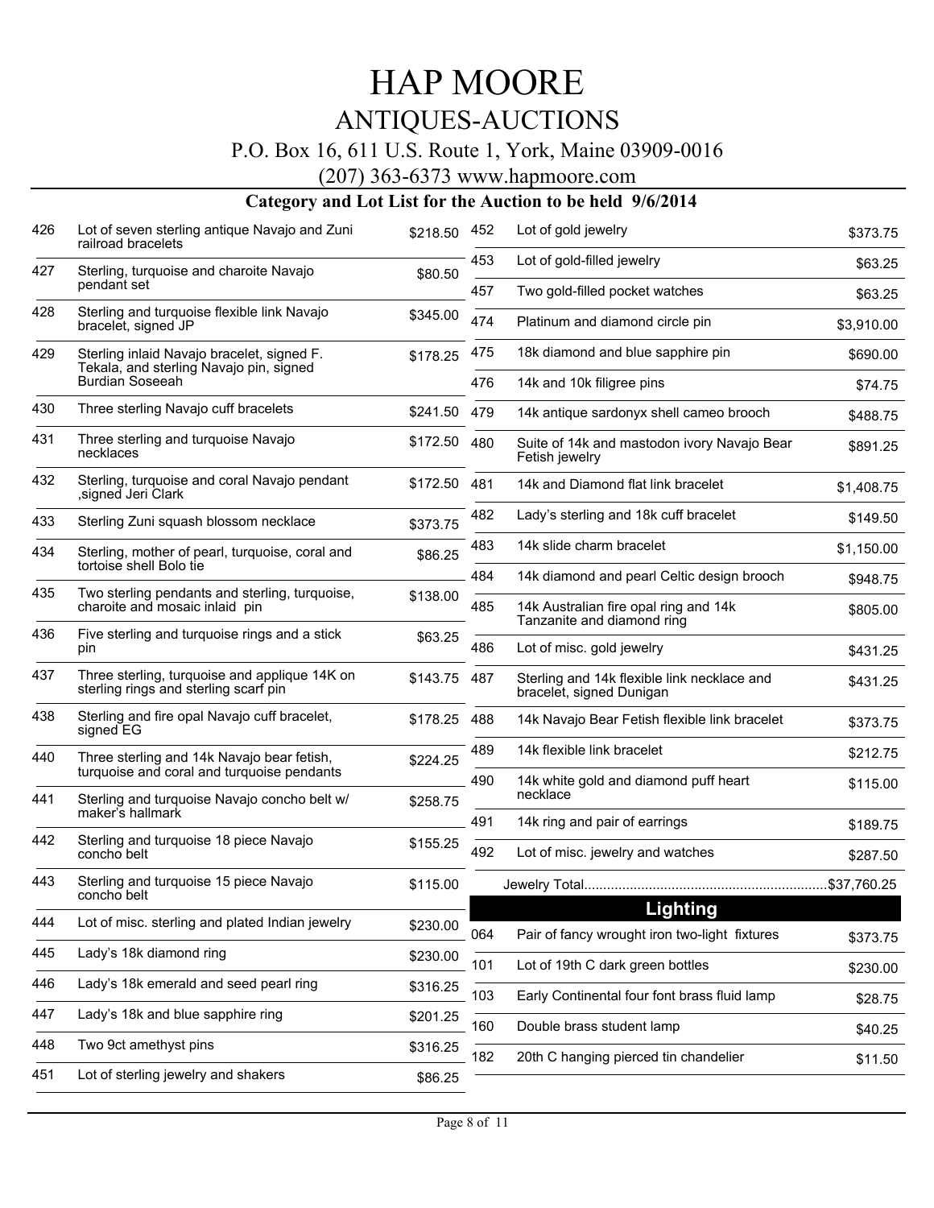# HAP MOORE

## ANTIQUES-AUCTIONS

P.O. Box 16, 611 U.S. Route 1, York, Maine 03909-0016

(207) 363-6373 www.hapmoore.com

### Category and Lot List for the Auction to be held 9/6/2014

| | | |
|---|---|---|
| 426 | Lot of seven sterling antique Navajo and Zuni railroad bracelets | $218.50 |
| 427 | Sterling, turquoise and charoite Navajo pendant set | $80.50 |
| 428 | Sterling and turquoise flexible link Navajo bracelet, signed JP | $345.00 |
| 429 | Sterling inlaid Navajo bracelet, signed F. Tekala, and sterling Navajo pin, signed Burdian Soseeah | $178.25 |
| 430 | Three sterling Navajo cuff bracelets | $241.50 |
| 431 | Three sterling and turquoise Navajo necklaces | $172.50 |
| 432 | Sterling, turquoise and coral Navajo pendant ,signed Jeri Clark | $172.50 |
| 433 | Sterling Zuni squash blossom necklace | $373.75 |
| 434 | Sterling, mother of pearl, turquoise, coral and tortoise shell Bolo tie | $86.25 |
| 435 | Two sterling pendants and sterling, turquoise, charoite and mosaic inlaid pin | $138.00 |
| 436 | Five sterling and turquoise rings and a stick pin | $63.25 |
| 437 | Three sterling, turquoise and applique 14K on sterling rings and sterling scarf pin | $143.75 |
| 438 | Sterling and fire opal Navajo cuff bracelet, signed EG | $178.25 |
| 440 | Three sterling and 14k Navajo bear fetish, turquoise and coral and turquoise pendants | $224.25 |
| 441 | Sterling and turquoise Navajo concho belt w/ maker's hallmark | $258.75 |
| 442 | Sterling and turquoise 18 piece Navajo concho belt | $155.25 |
| 443 | Sterling and turquoise 15 piece Navajo concho belt | $115.00 |
| 444 | Lot of misc. sterling and plated Indian jewelry | $230.00 |
| 445 | Lady's 18k diamond ring | $230.00 |
| 446 | Lady's 18k emerald and seed pearl ring | $316.25 |
| 447 | Lady's 18k and blue sapphire ring | $201.25 |
| 448 | Two 9ct amethyst pins | $316.25 |
| 451 | Lot of sterling jewelry and shakers | $86.25 |
| 452 | Lot of gold jewelry | $373.75 |
| 453 | Lot of gold-filled jewelry | $63.25 |
| 457 | Two gold-filled pocket watches | $63.25 |
| 474 | Platinum and diamond circle pin | $3,910.00 |
| 475 | 18k diamond and blue sapphire pin | $690.00 |
| 476 | 14k and 10k filigree pins | $74.75 |
| 479 | 14k antique sardonyx shell cameo brooch | $488.75 |
| 480 | Suite of 14k and mastodon ivory Navajo Bear Fetish jewelry | $891.25 |
| 481 | 14k and Diamond flat link bracelet | $1,408.75 |
| 482 | Lady's sterling and 18k cuff bracelet | $149.50 |
| 483 | 14k slide charm bracelet | $1,150.00 |
| 484 | 14k diamond and pearl Celtic design brooch | $948.75 |
| 485 | 14k Australian fire opal ring and 14k Tanzanite and diamond ring | $805.00 |
| 486 | Lot of misc. gold jewelry | $431.25 |
| 487 | Sterling and 14k flexible link necklace and bracelet, signed Dunigan | $431.25 |
| 488 | 14k Navajo Bear Fetish flexible link bracelet | $373.75 |
| 489 | 14k flexible link bracelet | $212.75 |
| 490 | 14k white gold and diamond puff heart necklace | $115.00 |
| 491 | 14k ring and pair of earrings | $189.75 |
| 492 | Lot of misc. jewelry and watches | $287.50 |

Jewelry Total................................................................$37,760.25

## Lighting

| | | |
|---|---|---|
| 064 | Pair of fancy wrought iron two-light fixtures | $373.75 |
| 101 | Lot of 19th C dark green bottles | $230.00 |
| 103 | Early Continental four font brass fluid lamp | $28.75 |
| 160 | Double brass student lamp | $40.25 |
| 182 | 20th C hanging pierced tin chandelier | $11.50 |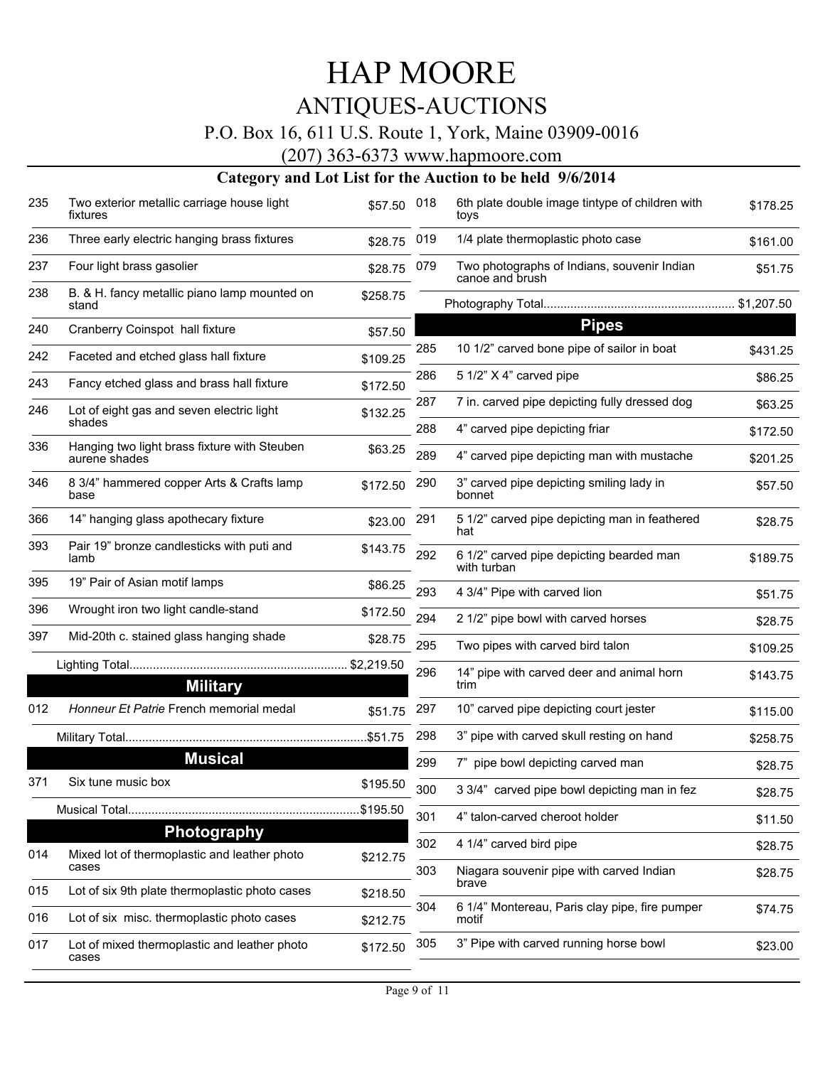# HAP MOORE

## ANTIQUES-AUCTIONS

P.O. Box 16, 611 U.S. Route 1, York, Maine 03909-0016

(207) 363-6373 www.hapmoore.com

### Category and Lot List for the Auction to be held 9/6/2014

| | | |
|---|---|---|
| 235 | Two exterior metallic carriage house light fixtures | $57.50 |
| 236 | Three early electric hanging brass fixtures | $28.75 |
| 237 | Four light brass gasolier | $28.75 |
| 238 | B. & H. fancy metallic piano lamp mounted on stand | $258.75 |
| 240 | Cranberry Coinspot hall fixture | $57.50 |
| 242 | Faceted and etched glass hall fixture | $109.25 |
| 243 | Fancy etched glass and brass hall fixture | $172.50 |
| 246 | Lot of eight gas and seven electric light shades | $132.25 |
| 336 | Hanging two light brass fixture with Steuben aurene shades | $63.25 |
| 346 | 8 3/4" hammered copper Arts & Crafts lamp base | $172.50 |
| 366 | 14" hanging glass apothecary fixture | $23.00 |
| 393 | Pair 19" bronze candlesticks with puti and lamb | $143.75 |
| 395 | 19" Pair of Asian motif lamps | $86.25 |
| 396 | Wrought iron two light candle-stand | $172.50 |
| 397 | Mid-20th c. stained glass hanging shade | $28.75 |

Lighting Total................................................................ $2,219.50

## Military

| | | |
|---|---|---|
| 012 | *Honneur Et Patrie* French memorial medal | $51.75 |

Military Total......................................................................$51.75

## Musical

| | | |
|---|---|---|
| 371 | Six tune music box | $195.50 |

Musical Total....................................................................$195.50

## Photography

| | | |
|---|---|---|
| 014 | Mixed lot of thermoplastic and leather photo cases | $212.75 |
| 015 | Lot of six 9th plate thermoplastic photo cases | $218.50 |
| 016 | Lot of six misc. thermoplastic photo cases | $212.75 |
| 017 | Lot of mixed thermoplastic and leather photo cases | $172.50 |
| 018 | 6th plate double image tintype of children with toys | $178.25 |
| 019 | 1/4 plate thermoplastic photo case | $161.00 |
| 079 | Two photographs of Indians, souvenir Indian canoe and brush | $51.75 |

Photography Total........................................................ $1,207.50

## Pipes

| | | |
|---|---|---|
| 285 | 10 1/2" carved bone pipe of sailor in boat | $431.25 |
| 286 | 5 1/2" X 4" carved pipe | $86.25 |
| 287 | 7 in. carved pipe depicting fully dressed dog | $63.25 |
| 288 | 4" carved pipe depicting friar | $172.50 |
| 289 | 4" carved pipe depicting man with mustache | $201.25 |
| 290 | 3" carved pipe depicting smiling lady in bonnet | $57.50 |
| 291 | 5 1/2" carved pipe depicting man in feathered hat | $28.75 |
| 292 | 6 1/2" carved pipe depicting bearded man with turban | $189.75 |
| 293 | 4 3/4" Pipe with carved lion | $51.75 |
| 294 | 2 1/2" pipe bowl with carved horses | $28.75 |
| 295 | Two pipes with carved bird talon | $109.25 |
| 296 | 14" pipe with carved deer and animal horn trim | $143.75 |
| 297 | 10" carved pipe depicting court jester | $115.00 |
| 298 | 3" pipe with carved skull resting on hand | $258.75 |
| 299 | 7" pipe bowl depicting carved man | $28.75 |
| 300 | 3 3/4" carved pipe bowl depicting man in fez | $28.75 |
| 301 | 4" talon-carved cheroot holder | $11.50 |
| 302 | 4 1/4" carved bird pipe | $28.75 |
| 303 | Niagara souvenir pipe with carved Indian brave | $28.75 |
| 304 | 6 1/4" Montereau, Paris clay pipe, fire pumper motif | $74.75 |
| 305 | 3" Pipe with carved running horse bowl | $23.00 |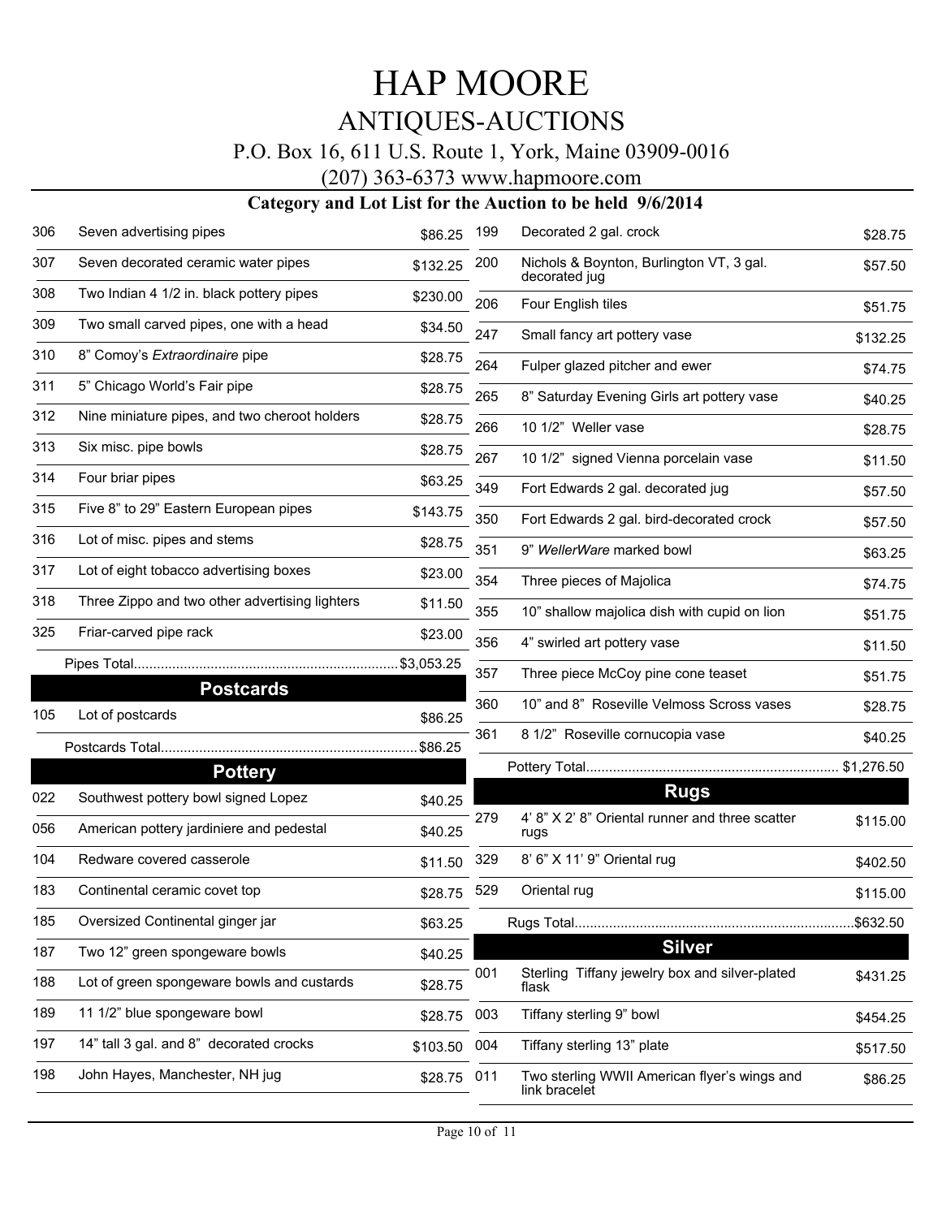# HAP MOORE

## ANTIQUES-AUCTIONS

P.O. Box 16, 611 U.S. Route 1, York, Maine 03909-0016

(207) 363-6373 www.hapmoore.com

### Category and Lot List for the Auction to be held 9/6/2014

| | | |
|---|---|---|
| 306 | Seven advertising pipes | $86.25 |
| 307 | Seven decorated ceramic water pipes | $132.25 |
| 308 | Two Indian 4 1/2 in. black pottery pipes | $230.00 |
| 309 | Two small carved pipes, one with a head | $34.50 |
| 310 | 8" Comoy's *Extraordinaire* pipe | $28.75 |
| 311 | 5" Chicago World's Fair pipe | $28.75 |
| 312 | Nine miniature pipes, and two cheroot holders | $28.75 |
| 313 | Six misc. pipe bowls | $28.75 |
| 314 | Four briar pipes | $63.25 |
| 315 | Five 8" to 29" Eastern European pipes | $143.75 |
| 316 | Lot of misc. pipes and stems | $28.75 |
| 317 | Lot of eight tobacco advertising boxes | $23.00 |
| 318 | Three Zippo and two other advertising lighters | $11.50 |
| 325 | Friar-carved pipe rack | $23.00 |

Pipes Total....................................................................$3,053.25

## Postcards

| | | |
|---|---|---|
| 105 | Lot of postcards | $86.25 |

Postcards Total..................................................................$86.25

## Pottery

| | | |
|---|---|---|
| 022 | Southwest pottery bowl signed Lopez | $40.25 |
| 056 | American pottery jardiniere and pedestal | $40.25 |
| 104 | Redware covered casserole | $11.50 |
| 183 | Continental ceramic covet top | $28.75 |
| 185 | Oversized Continental ginger jar | $63.25 |
| 187 | Two 12" green spongeware bowls | $40.25 |
| 188 | Lot of green spongeware bowls and custards | $28.75 |
| 189 | 11 1/2" blue spongeware bowl | $28.75 |
| 197 | 14" tall 3 gal. and 8" decorated crocks | $103.50 |
| 198 | John Hayes, Manchester, NH jug | $28.75 |
| 199 | Decorated 2 gal. crock | $28.75 |
| 200 | Nichols & Boynton, Burlington VT, 3 gal. decorated jug | $57.50 |
| 206 | Four English tiles | $51.75 |
| 247 | Small fancy art pottery vase | $132.25 |
| 264 | Fulper glazed pitcher and ewer | $74.75 |
| 265 | 8" Saturday Evening Girls art pottery vase | $40.25 |
| 266 | 10 1/2" Weller vase | $28.75 |
| 267 | 10 1/2" signed Vienna porcelain vase | $11.50 |
| 349 | Fort Edwards 2 gal. decorated jug | $57.50 |
| 350 | Fort Edwards 2 gal. bird-decorated crock | $57.50 |
| 351 | 9" *WellerWare* marked bowl | $63.25 |
| 354 | Three pieces of Majolica | $74.75 |
| 355 | 10" shallow majolica dish with cupid on lion | $51.75 |
| 356 | 4" swirled art pottery vase | $11.50 |
| 357 | Three piece McCoy pine cone teaset | $51.75 |
| 360 | 10" and 8" Roseville Velmoss Scross vases | $28.75 |
| 361 | 8 1/2" Roseville cornucopia vase | $40.25 |

Pottery Total.................................................................. $1,276.50

## Rugs

| | | |
|---|---|---|
| 279 | 4' 8" X 2' 8" Oriental runner and three scatter rugs | $115.00 |
| 329 | 8' 6" X 11' 9" Oriental rug | $402.50 |
| 529 | Oriental rug | $115.00 |

Rugs Total.........................................................................$632.50

## Silver

| | | |
|---|---|---|
| 001 | Sterling Tiffany jewelry box and silver-plated flask | $431.25 |
| 003 | Tiffany sterling 9" bowl | $454.25 |
| 004 | Tiffany sterling 13" plate | $517.50 |
| 011 | Two sterling WWII American flyer's wings and link bracelet | $86.25 |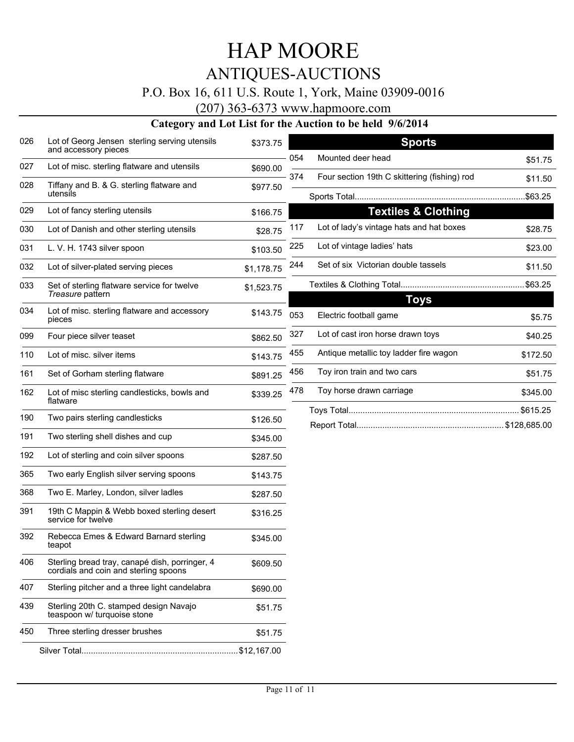# HAP MOORE

## ANTIQUES-AUCTIONS

P.O. Box 16, 611 U.S. Route 1, York, Maine 03909-0016

(207) 363-6373 www.hapmoore.com

### Category and Lot List for the Auction to be held 9/6/2014

| | | |
|---|---|---|
| 026 | Lot of Georg Jensen sterling serving utensils and accessory pieces | $373.75 |
| 027 | Lot of misc. sterling flatware and utensils | $690.00 |
| 028 | Tiffany and B. & G. sterling flatware and utensils | $977.50 |
| 029 | Lot of fancy sterling utensils | $166.75 |
| 030 | Lot of Danish and other sterling utensils | $28.75 |
| 031 | L. V. H. 1743 silver spoon | $103.50 |
| 032 | Lot of silver-plated serving pieces | $1,178.75 |
| 033 | Set of sterling flatware service for twelve *Treasure* pattern | $1,523.75 |
| 034 | Lot of misc. sterling flatware and accessory pieces | $143.75 |
| 099 | Four piece silver teaset | $862.50 |
| 110 | Lot of misc. silver items | $143.75 |
| 161 | Set of Gorham sterling flatware | $891.25 |
| 162 | Lot of misc sterling candlesticks, bowls and flatware | $339.25 |
| 190 | Two pairs sterling candlesticks | $126.50 |
| 191 | Two sterling shell dishes and cup | $345.00 |
| 192 | Lot of sterling and coin silver spoons | $287.50 |
| 365 | Two early English silver serving spoons | $143.75 |
| 368 | Two E. Marley, London, silver ladles | $287.50 |
| 391 | 19th C Mappin & Webb boxed sterling desert service for twelve | $316.25 |
| 392 | Rebecca Emes & Edward Barnard sterling teapot | $345.00 |
| 406 | Sterling bread tray, canapé dish, porringer, 4 cordials and coin and sterling spoons | $609.50 |
| 407 | Sterling pitcher and a three light candelabra | $690.00 |
| 439 | Sterling 20th C. stamped design Navajo teaspoon w/ turquoise stone | $51.75 |
| 450 | Three sterling dresser brushes | $51.75 |

Silver Total.................................................................$12,167.00

## Sports

| | | |
|---|---|---|
| 054 | Mounted deer head | $51.75 |
| 374 | Four section 19th C skittering (fishing) rod | $11.50 |

Sports Total.........................................................................$63.25

## Textiles & Clothing

| | | |
|---|---|---|
| 117 | Lot of lady's vintage hats and hat boxes | $28.75 |
| 225 | Lot of vintage ladies' hats | $23.00 |
| 244 | Set of six Victorian double tassels | $11.50 |

Textiles & Clothing Total....................................................$63.25

## Toys

| | | |
|---|---|---|
| 053 | Electric football game | $5.75 |
| 327 | Lot of cast iron horse drawn toys | $40.25 |
| 455 | Antique metallic toy ladder fire wagon | $172.50 |
| 456 | Toy iron train and two cars | $51.75 |
| 478 | Toy horse drawn carriage | $345.00 |

Toys Total.........................................................................$615.25

Report Total..............................................................$128,685.00